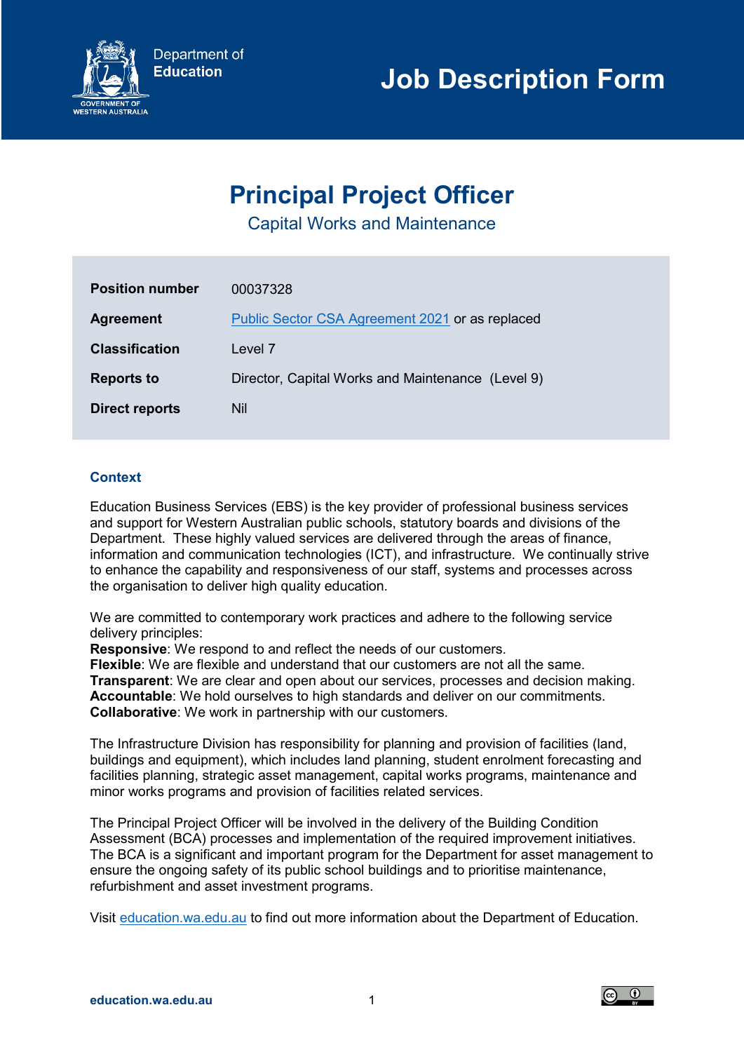Department of
**Education**

# Job Description Form

## Principal Project Officer

### Capital Works and Maintenance

| | |
|---|---|
| **Position number** | 00037328 |
| **Agreement** | Public Sector CSA Agreement 2021 or as replaced |
| **Classification** | Level 7 |
| **Reports to** | Director, Capital Works and Maintenance (Level 9) |
| **Direct reports** | Nil |

### Context

Education Business Services (EBS) is the key provider of professional business services and support for Western Australian public schools, statutory boards and divisions of the Department. These highly valued services are delivered through the areas of finance, information and communication technologies (ICT), and infrastructure. We continually strive to enhance the capability and responsiveness of our staff, systems and processes across the organisation to deliver high quality education.

We are committed to contemporary work practices and adhere to the following service delivery principles:
**Responsive**: We respond to and reflect the needs of our customers.
**Flexible**: We are flexible and understand that our customers are not all the same.
**Transparent**: We are clear and open about our services, processes and decision making.
**Accountable**: We hold ourselves to high standards and deliver on our commitments.
**Collaborative**: We work in partnership with our customers.

The Infrastructure Division has responsibility for planning and provision of facilities (land, buildings and equipment), which includes land planning, student enrolment forecasting and facilities planning, strategic asset management, capital works programs, maintenance and minor works programs and provision of facilities related services.

The Principal Project Officer will be involved in the delivery of the Building Condition Assessment (BCA) processes and implementation of the required improvement initiatives. The BCA is a significant and important program for the Department for asset management to ensure the ongoing safety of its public school buildings and to prioritise maintenance, refurbishment and asset investment programs.

Visit education.wa.edu.au to find out more information about the Department of Education.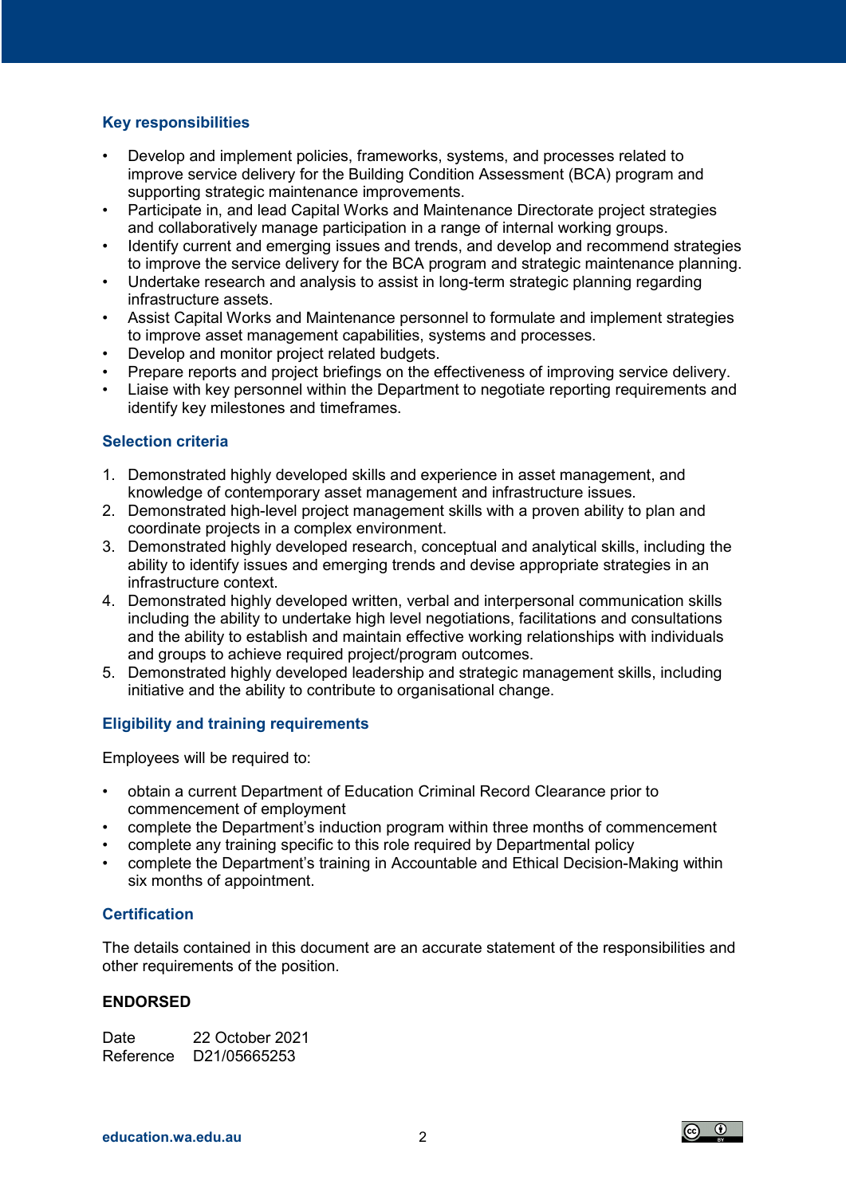## Key responsibilities

- Develop and implement policies, frameworks, systems, and processes related to improve service delivery for the Building Condition Assessment (BCA) program and supporting strategic maintenance improvements.
- Participate in, and lead Capital Works and Maintenance Directorate project strategies and collaboratively manage participation in a range of internal working groups.
- Identify current and emerging issues and trends, and develop and recommend strategies to improve the service delivery for the BCA program and strategic maintenance planning.
- Undertake research and analysis to assist in long-term strategic planning regarding infrastructure assets.
- Assist Capital Works and Maintenance personnel to formulate and implement strategies to improve asset management capabilities, systems and processes.
- Develop and monitor project related budgets.
- Prepare reports and project briefings on the effectiveness of improving service delivery.
- Liaise with key personnel within the Department to negotiate reporting requirements and identify key milestones and timeframes.

## Selection criteria

1. Demonstrated highly developed skills and experience in asset management, and knowledge of contemporary asset management and infrastructure issues.
2. Demonstrated high-level project management skills with a proven ability to plan and coordinate projects in a complex environment.
3. Demonstrated highly developed research, conceptual and analytical skills, including the ability to identify issues and emerging trends and devise appropriate strategies in an infrastructure context.
4. Demonstrated highly developed written, verbal and interpersonal communication skills including the ability to undertake high level negotiations, facilitations and consultations and the ability to establish and maintain effective working relationships with individuals and groups to achieve required project/program outcomes.
5. Demonstrated highly developed leadership and strategic management skills, including initiative and the ability to contribute to organisational change.

## Eligibility and training requirements

Employees will be required to:

- obtain a current Department of Education Criminal Record Clearance prior to commencement of employment
- complete the Department's induction program within three months of commencement
- complete any training specific to this role required by Departmental policy
- complete the Department's training in Accountable and Ethical Decision-Making within six months of appointment.

## Certification

The details contained in this document are an accurate statement of the responsibilities and other requirements of the position.

**ENDORSED**

Date 22 October 2021
Reference D21/05665253